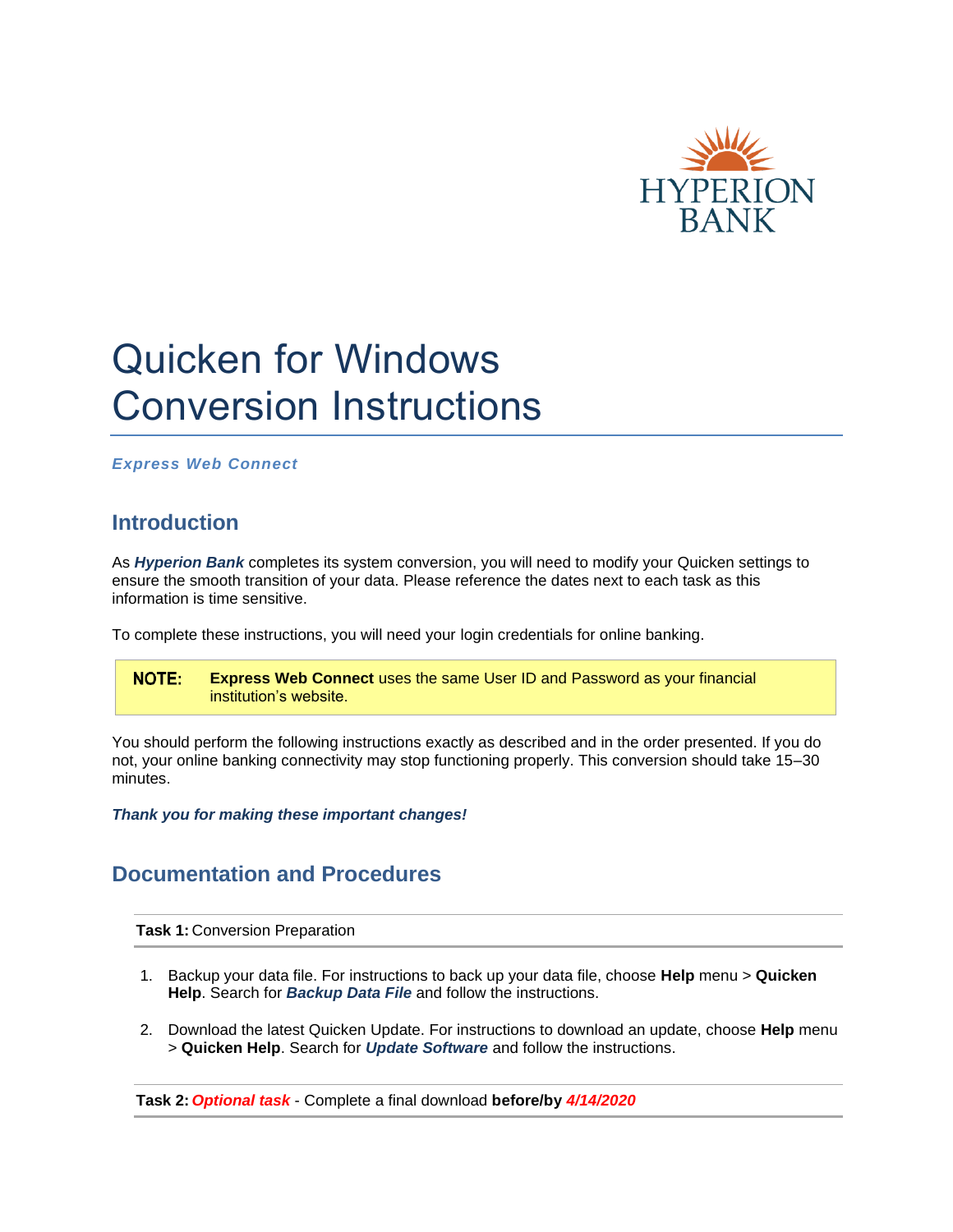HYPERION BANK

# Quicken for Windows Conversion Instructions

***Express Web Connect***

## Introduction

As ***Hyperion Bank*** completes its system conversion, you will need to modify your Quicken settings to ensure the smooth transition of your data. Please reference the dates next to each task as this information is time sensitive.

To complete these instructions, you will need your login credentials for online banking.

> **NOTE:** **Express Web Connect** uses the same User ID and Password as your financial institution's website.

You should perform the following instructions exactly as described and in the order presented. If you do not, your online banking connectivity may stop functioning properly. This conversion should take 15–30 minutes.

***Thank you for making these important changes!***

## Documentation and Procedures

**Task 1:** Conversion Preparation

1. Backup your data file. For instructions to back up your data file, choose **Help** menu > **Quicken Help**. Search for ***Backup Data File*** and follow the instructions.

2. Download the latest Quicken Update. For instructions to download an update, choose **Help** menu > **Quicken Help**. Search for ***Update Software*** and follow the instructions.

**Task 2:** ***Optional task*** - Complete a final download **before/by** ***4/14/2020***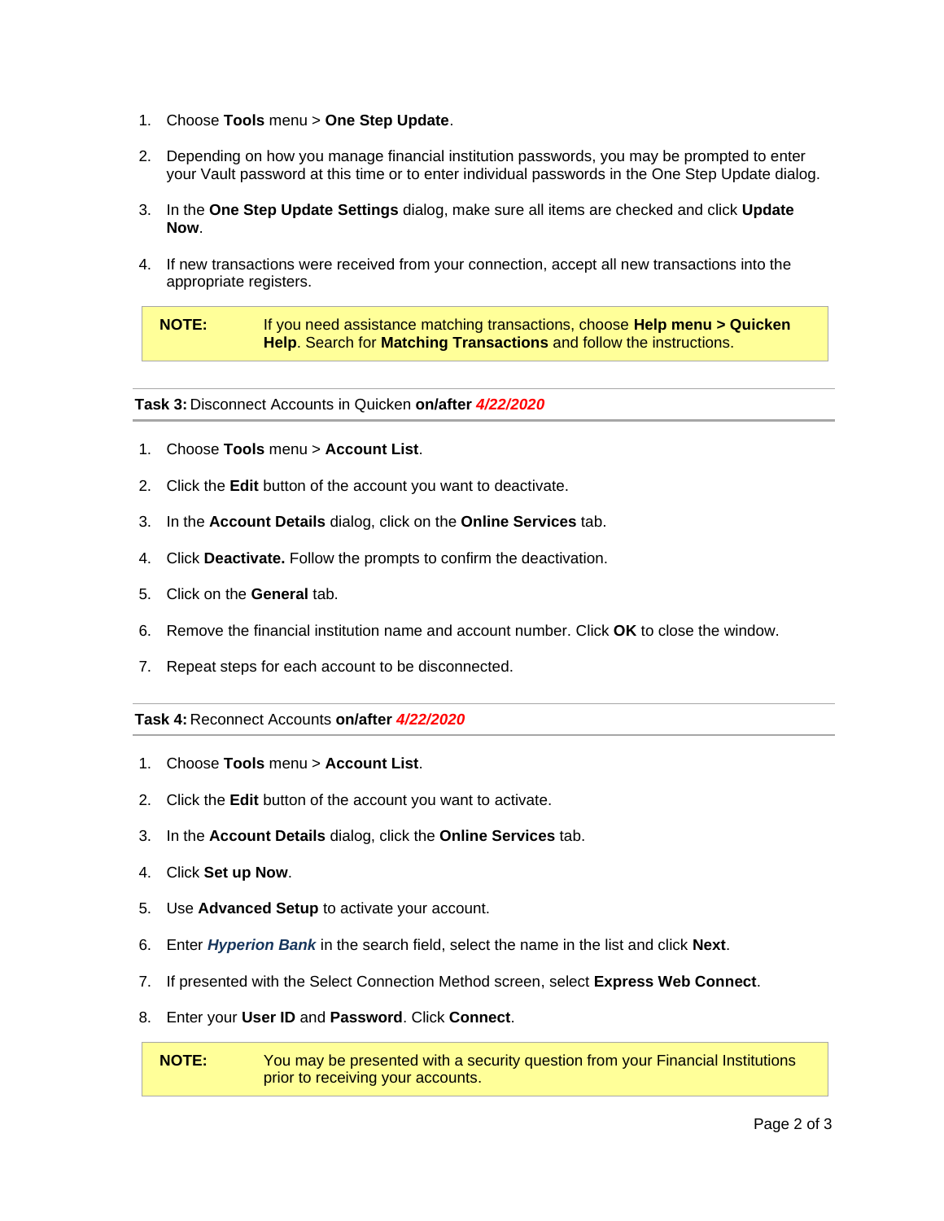1. Choose **Tools** menu > **One Step Update**.
2. Depending on how you manage financial institution passwords, you may be prompted to enter your Vault password at this time or to enter individual passwords in the One Step Update dialog.
3. In the **One Step Update Settings** dialog, make sure all items are checked and click **Update Now**.
4. If new transactions were received from your connection, accept all new transactions into the appropriate registers.

> **NOTE:** If you need assistance matching transactions, choose **Help menu > Quicken Help**. Search for **Matching Transactions** and follow the instructions.

### **Task 3:** Disconnect Accounts in Quicken **on/after** ***4/22/2020***

1. Choose **Tools** menu > **Account List**.
2. Click the **Edit** button of the account you want to deactivate.
3. In the **Account Details** dialog, click on the **Online Services** tab.
4. Click **Deactivate.** Follow the prompts to confirm the deactivation.
5. Click on the **General** tab.
6. Remove the financial institution name and account number. Click **OK** to close the window.
7. Repeat steps for each account to be disconnected.

### **Task 4:** Reconnect Accounts **on/after** ***4/22/2020***

1. Choose **Tools** menu > **Account List**.
2. Click the **Edit** button of the account you want to activate.
3. In the **Account Details** dialog, click the **Online Services** tab.
4. Click **Set up Now**.
5. Use **Advanced Setup** to activate your account.
6. Enter ***Hyperion Bank*** in the search field, select the name in the list and click **Next**.
7. If presented with the Select Connection Method screen, select **Express Web Connect**.
8. Enter your **User ID** and **Password**. Click **Connect**.

> **NOTE:** You may be presented with a security question from your Financial Institutions prior to receiving your accounts.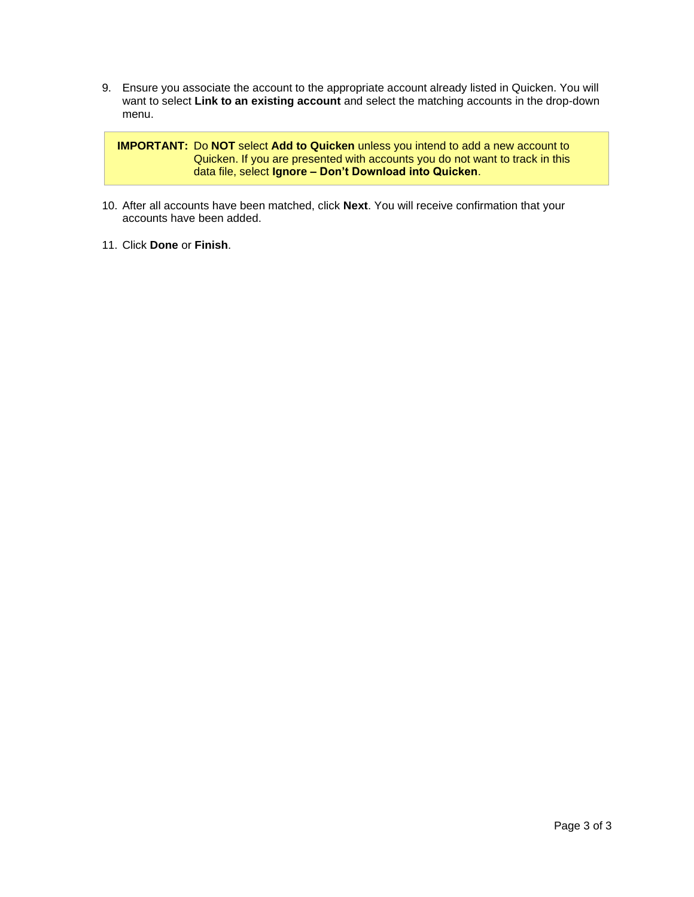9. Ensure you associate the account to the appropriate account already listed in Quicken. You will want to select **Link to an existing account** and select the matching accounts in the drop-down menu.

> **IMPORTANT:** Do **NOT** select **Add to Quicken** unless you intend to add a new account to Quicken. If you are presented with accounts you do not want to track in this data file, select **Ignore – Don't Download into Quicken**.

10. After all accounts have been matched, click **Next**. You will receive confirmation that your accounts have been added.

11. Click **Done** or **Finish**.